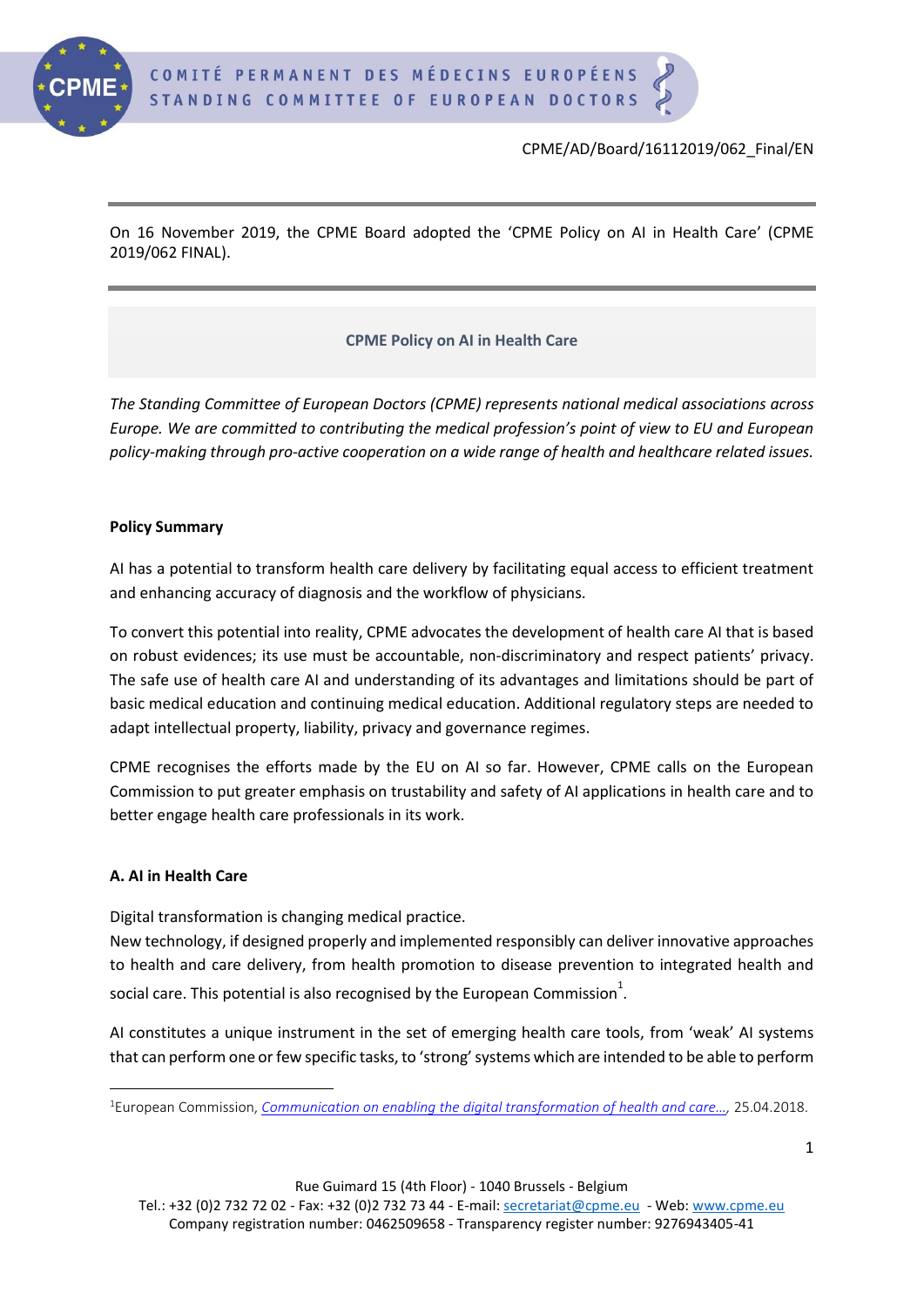CPME/AD/Board/16112019/062_Final/EN

On 16 November 2019, the CPME Board adopted the 'CPME Policy on AI in Health Care' (CPME 2019/062 FINAL).

## CPME Policy on AI in Health Care

*The Standing Committee of European Doctors (CPME) represents national medical associations across Europe. We are committed to contributing the medical profession's point of view to EU and European policy-making through pro-active cooperation on a wide range of health and healthcare related issues.*

**Policy Summary**

AI has a potential to transform health care delivery by facilitating equal access to efficient treatment and enhancing accuracy of diagnosis and the workflow of physicians.

To convert this potential into reality, CPME advocates the development of health care AI that is based on robust evidences; its use must be accountable, non-discriminatory and respect patients' privacy. The safe use of health care AI and understanding of its advantages and limitations should be part of basic medical education and continuing medical education. Additional regulatory steps are needed to adapt intellectual property, liability, privacy and governance regimes.

CPME recognises the efforts made by the EU on AI so far. However, CPME calls on the European Commission to put greater emphasis on trustability and safety of AI applications in health care and to better engage health care professionals in its work.

**A. AI in Health Care**

Digital transformation is changing medical practice.
New technology, if designed properly and implemented responsibly can deliver innovative approaches to health and care delivery, from health promotion to disease prevention to integrated health and social care. This potential is also recognised by the European Commission[1].

AI constitutes a unique instrument in the set of emerging health care tools, from 'weak' AI systems that can perform one or few specific tasks, to 'strong' systems which are intended to be able to perform

[1] European Commission, *Communication on enabling the digital transformation of health and care…*, 25.04.2018.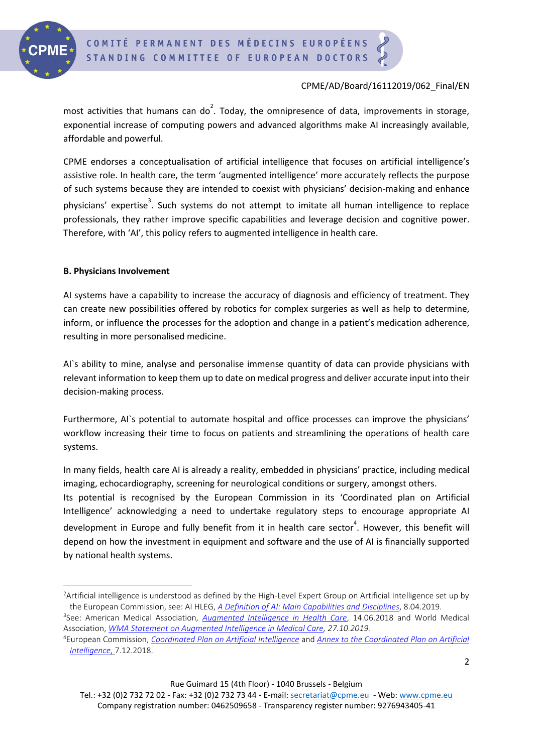most activities that humans can do[2]. Today, the omnipresence of data, improvements in storage, exponential increase of computing powers and advanced algorithms make AI increasingly available, affordable and powerful.

CPME endorses a conceptualisation of artificial intelligence that focuses on artificial intelligence's assistive role. In health care, the term 'augmented intelligence' more accurately reflects the purpose of such systems because they are intended to coexist with physicians' decision-making and enhance physicians' expertise[3]. Such systems do not attempt to imitate all human intelligence to replace professionals, they rather improve specific capabilities and leverage decision and cognitive power. Therefore, with 'AI', this policy refers to augmented intelligence in health care.

**B. Physicians Involvement**

AI systems have a capability to increase the accuracy of diagnosis and efficiency of treatment. They can create new possibilities offered by robotics for complex surgeries as well as help to determine, inform, or influence the processes for the adoption and change in a patient's medication adherence, resulting in more personalised medicine.

AI`s ability to mine, analyse and personalise immense quantity of data can provide physicians with relevant information to keep them up to date on medical progress and deliver accurate input into their decision-making process.

Furthermore, AI`s potential to automate hospital and office processes can improve the physicians' workflow increasing their time to focus on patients and streamlining the operations of health care systems.

In many fields, health care AI is already a reality, embedded in physicians' practice, including medical imaging, echocardiography, screening for neurological conditions or surgery, amongst others.
Its potential is recognised by the European Commission in its 'Coordinated plan on Artificial Intelligence' acknowledging a need to undertake regulatory steps to encourage appropriate AI development in Europe and fully benefit from it in health care sector[4]. However, this benefit will depend on how the investment in equipment and software and the use of AI is financially supported by national health systems.

---

[2]Artificial intelligence is understood as defined by the High-Level Expert Group on Artificial Intelligence set up by the European Commission, see: AI HLEG, *A Definition of AI: Main Capabilities and Disciplines*, 8.04.2019.

[3]See: American Medical Association, *Augmented Intelligence in Health Care*, 14.06.2018 and World Medical Association, *WMA Statement on Augmented Intelligence in Medical Care, 27.10.2019.*

[4]European Commission, *Coordinated Plan on Artificial Intelligence* and *Annex to the Coordinated Plan on Artificial Intelligence*, 7.12.2018.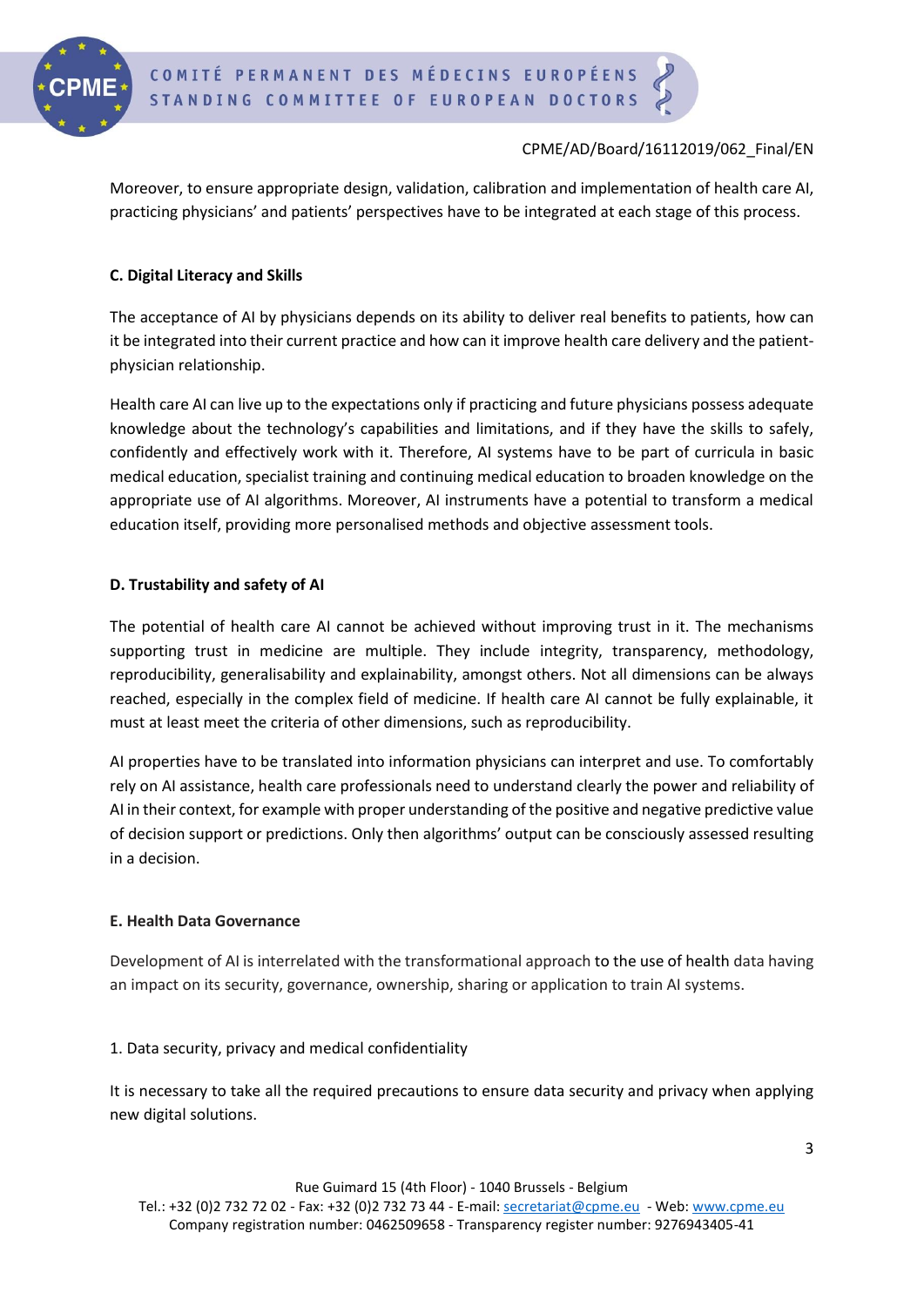Moreover, to ensure appropriate design, validation, calibration and implementation of health care AI, practicing physicians' and patients' perspectives have to be integrated at each stage of this process.

**C. Digital Literacy and Skills**

The acceptance of AI by physicians depends on its ability to deliver real benefits to patients, how can it be integrated into their current practice and how can it improve health care delivery and the patient-physician relationship.

Health care AI can live up to the expectations only if practicing and future physicians possess adequate knowledge about the technology's capabilities and limitations, and if they have the skills to safely, confidently and effectively work with it. Therefore, AI systems have to be part of curricula in basic medical education, specialist training and continuing medical education to broaden knowledge on the appropriate use of AI algorithms. Moreover, AI instruments have a potential to transform a medical education itself, providing more personalised methods and objective assessment tools.

**D. Trustability and safety of AI**

The potential of health care AI cannot be achieved without improving trust in it. The mechanisms supporting trust in medicine are multiple. They include integrity, transparency, methodology, reproducibility, generalisability and explainability, amongst others. Not all dimensions can be always reached, especially in the complex field of medicine. If health care AI cannot be fully explainable, it must at least meet the criteria of other dimensions, such as reproducibility.

AI properties have to be translated into information physicians can interpret and use. To comfortably rely on AI assistance, health care professionals need to understand clearly the power and reliability of AI in their context, for example with proper understanding of the positive and negative predictive value of decision support or predictions. Only then algorithms' output can be consciously assessed resulting in a decision.

**E. Health Data Governance**

Development of AI is interrelated with the transformational approach to the use of health data having an impact on its security, governance, ownership, sharing or application to train AI systems.

1. Data security, privacy and medical confidentiality

It is necessary to take all the required precautions to ensure data security and privacy when applying new digital solutions.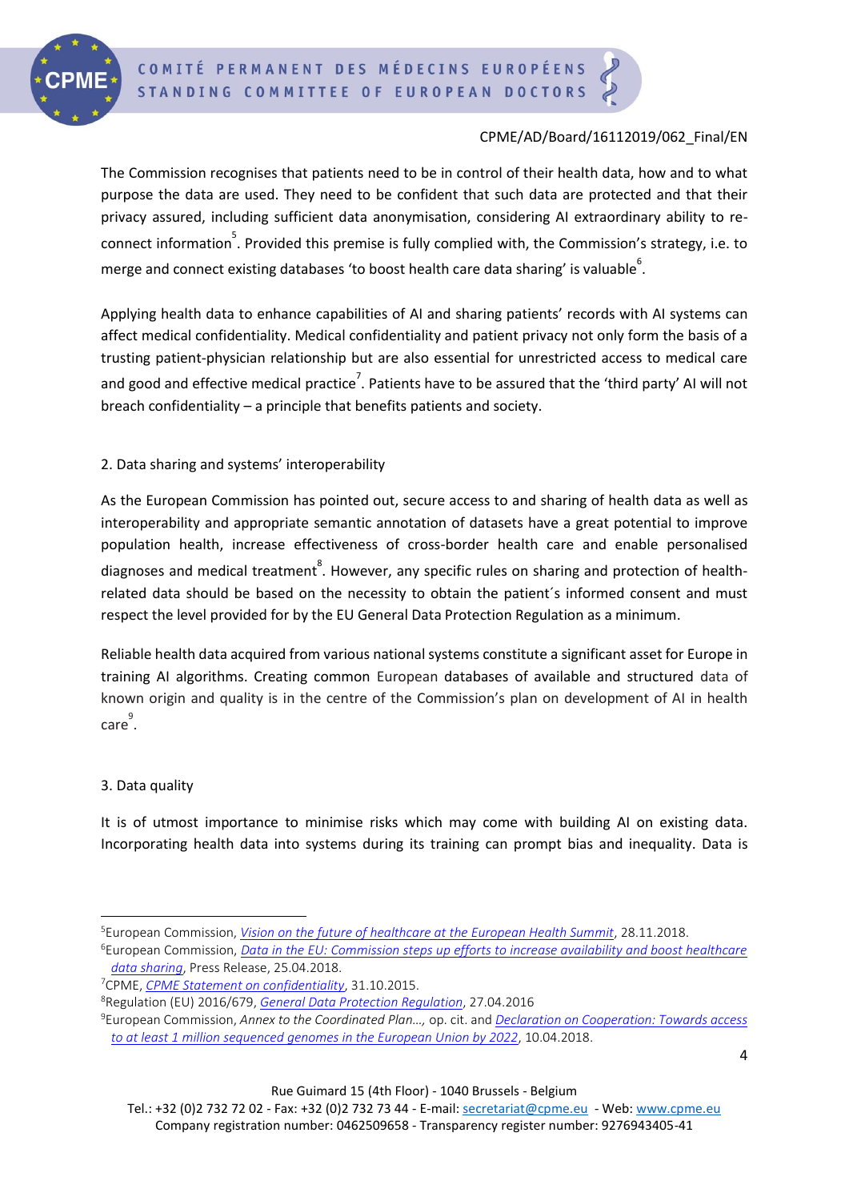CPME/AD/Board/16112019/062_Final/EN

The Commission recognises that patients need to be in control of their health data, how and to what purpose the data are used. They need to be confident that such data are protected and that their privacy assured, including sufficient data anonymisation, considering AI extraordinary ability to re-connect information[5]. Provided this premise is fully complied with, the Commission's strategy, i.e. to merge and connect existing databases 'to boost health care data sharing' is valuable[6].

Applying health data to enhance capabilities of AI and sharing patients' records with AI systems can affect medical confidentiality. Medical confidentiality and patient privacy not only form the basis of a trusting patient-physician relationship but are also essential for unrestricted access to medical care and good and effective medical practice[7]. Patients have to be assured that the 'third party' AI will not breach confidentiality – a principle that benefits patients and society.

2. Data sharing and systems' interoperability

As the European Commission has pointed out, secure access to and sharing of health data as well as interoperability and appropriate semantic annotation of datasets have a great potential to improve population health, increase effectiveness of cross-border health care and enable personalised diagnoses and medical treatment[8]. However, any specific rules on sharing and protection of health-related data should be based on the necessity to obtain the patient´s informed consent and must respect the level provided for by the EU General Data Protection Regulation as a minimum.

Reliable health data acquired from various national systems constitute a significant asset for Europe in training AI algorithms. Creating common European databases of available and structured data of known origin and quality is in the centre of the Commission's plan on development of AI in health care[9].

3. Data quality

It is of utmost importance to minimise risks which may come with building AI on existing data. Incorporating health data into systems during its training can prompt bias and inequality. Data is

---

[5]European Commission, *Vision on the future of healthcare at the European Health Summit*, 28.11.2018.

[6]European Commission, *Data in the EU: Commission steps up efforts to increase availability and boost healthcare data sharing*, Press Release, 25.04.2018.

[7]CPME, *CPME Statement on confidentiality*, 31.10.2015.

[8]Regulation (EU) 2016/679, *General Data Protection Regulation*, 27.04.2016

[9]European Commission, *Annex to the Coordinated Plan…,* op. cit. and *Declaration on Cooperation: Towards access to at least 1 million sequenced genomes in the European Union by 2022*, 10.04.2018.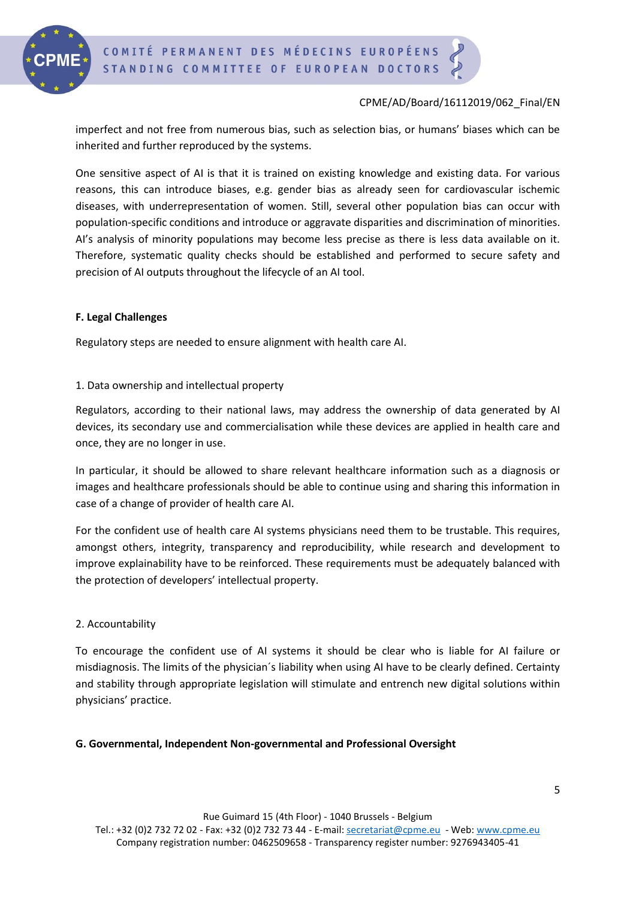imperfect and not free from numerous bias, such as selection bias, or humans' biases which can be inherited and further reproduced by the systems.

One sensitive aspect of AI is that it is trained on existing knowledge and existing data. For various reasons, this can introduce biases, e.g. gender bias as already seen for cardiovascular ischemic diseases, with underrepresentation of women. Still, several other population bias can occur with population-specific conditions and introduce or aggravate disparities and discrimination of minorities. AI's analysis of minority populations may become less precise as there is less data available on it. Therefore, systematic quality checks should be established and performed to secure safety and precision of AI outputs throughout the lifecycle of an AI tool.

**F. Legal Challenges**

Regulatory steps are needed to ensure alignment with health care AI.

1. Data ownership and intellectual property

Regulators, according to their national laws, may address the ownership of data generated by AI devices, its secondary use and commercialisation while these devices are applied in health care and once, they are no longer in use.

In particular, it should be allowed to share relevant healthcare information such as a diagnosis or images and healthcare professionals should be able to continue using and sharing this information in case of a change of provider of health care AI.

For the confident use of health care AI systems physicians need them to be trustable. This requires, amongst others, integrity, transparency and reproducibility, while research and development to improve explainability have to be reinforced. These requirements must be adequately balanced with the protection of developers' intellectual property.

2. Accountability

To encourage the confident use of AI systems it should be clear who is liable for AI failure or misdiagnosis. The limits of the physician´s liability when using AI have to be clearly defined. Certainty and stability through appropriate legislation will stimulate and entrench new digital solutions within physicians' practice.

**G. Governmental, Independent Non-governmental and Professional Oversight**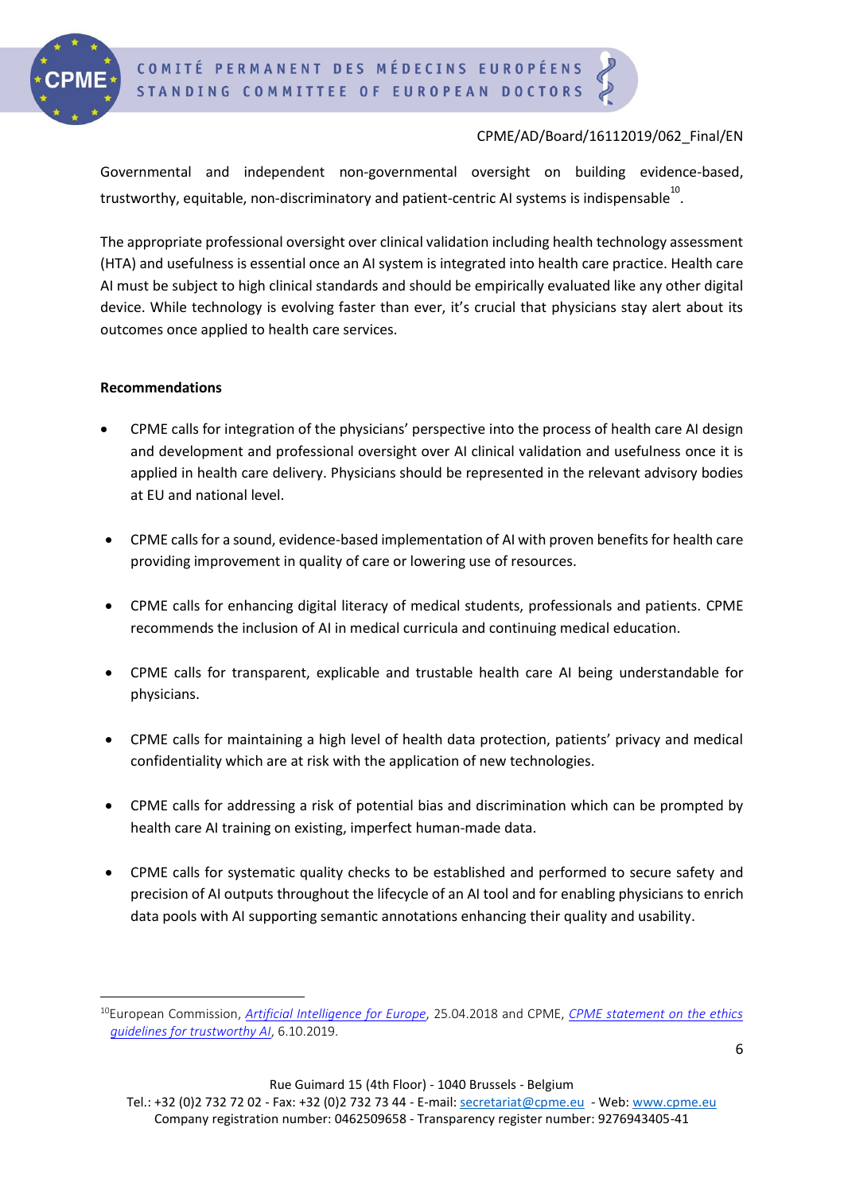Governmental and independent non-governmental oversight on building evidence-based, trustworthy, equitable, non-discriminatory and patient-centric AI systems is indispensable[10].

The appropriate professional oversight over clinical validation including health technology assessment (HTA) and usefulness is essential once an AI system is integrated into health care practice. Health care AI must be subject to high clinical standards and should be empirically evaluated like any other digital device. While technology is evolving faster than ever, it's crucial that physicians stay alert about its outcomes once applied to health care services.

**Recommendations**

- CPME calls for integration of the physicians' perspective into the process of health care AI design and development and professional oversight over AI clinical validation and usefulness once it is applied in health care delivery. Physicians should be represented in the relevant advisory bodies at EU and national level.

- CPME calls for a sound, evidence-based implementation of AI with proven benefits for health care providing improvement in quality of care or lowering use of resources.

- CPME calls for enhancing digital literacy of medical students, professionals and patients. CPME recommends the inclusion of AI in medical curricula and continuing medical education.

- CPME calls for transparent, explicable and trustable health care AI being understandable for physicians.

- CPME calls for maintaining a high level of health data protection, patients' privacy and medical confidentiality which are at risk with the application of new technologies.

- CPME calls for addressing a risk of potential bias and discrimination which can be prompted by health care AI training on existing, imperfect human-made data.

- CPME calls for systematic quality checks to be established and performed to secure safety and precision of AI outputs throughout the lifecycle of an AI tool and for enabling physicians to enrich data pools with AI supporting semantic annotations enhancing their quality and usability.

---

[10] European Commission, *Artificial Intelligence for Europe*, 25.04.2018 and CPME, *CPME statement on the ethics guidelines for trustworthy AI*, 6.10.2019.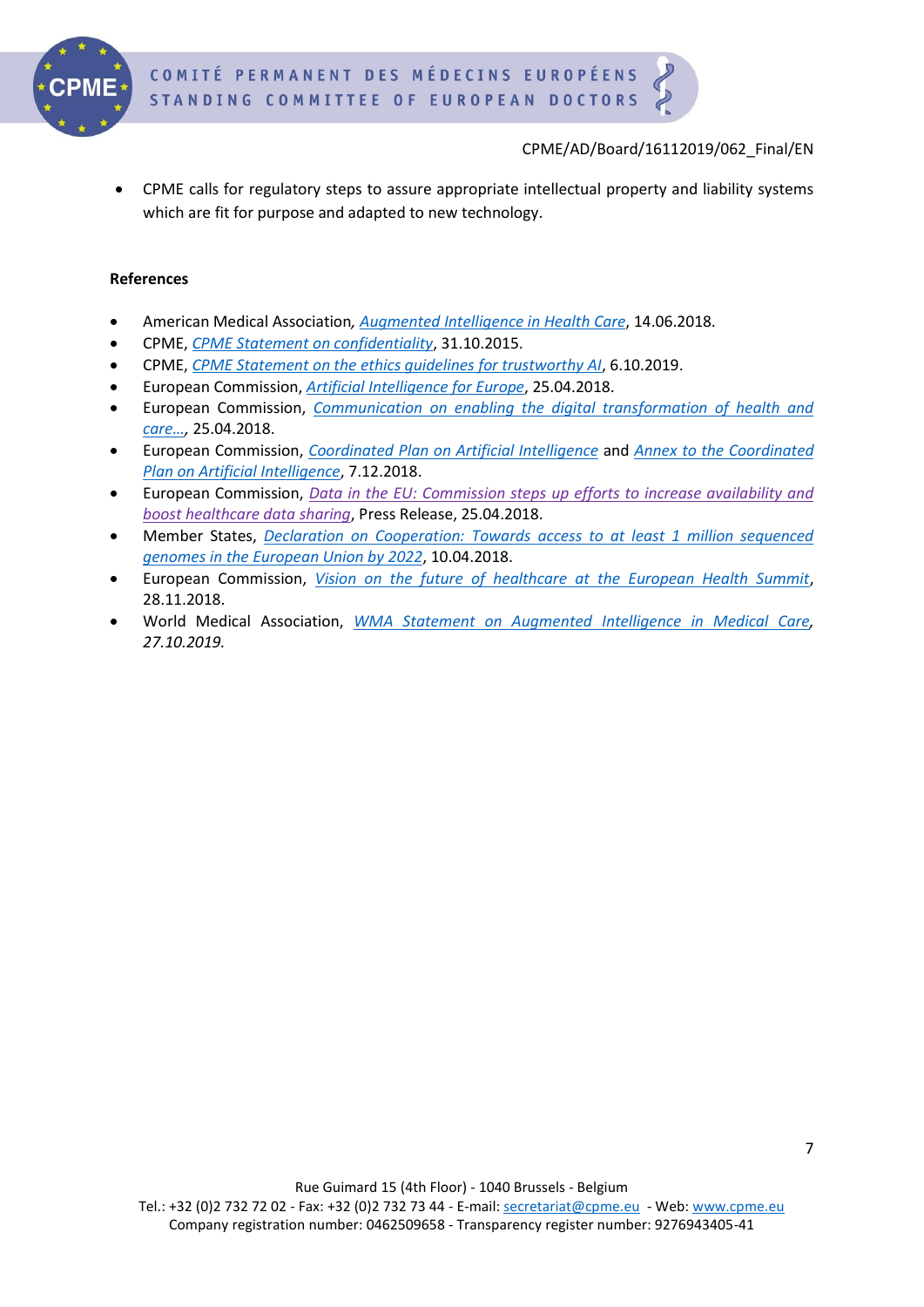- CPME calls for regulatory steps to assure appropriate intellectual property and liability systems which are fit for purpose and adapted to new technology.

**References**

- American Medical Association, *Augmented Intelligence in Health Care*, 14.06.2018.
- CPME, *CPME Statement on confidentiality*, 31.10.2015.
- CPME, *CPME Statement on the ethics guidelines for trustworthy AI*, 6.10.2019.
- European Commission, *Artificial Intelligence for Europe*, 25.04.2018.
- European Commission, *Communication on enabling the digital transformation of health and care…*, 25.04.2018.
- European Commission, *Coordinated Plan on Artificial Intelligence* and *Annex to the Coordinated Plan on Artificial Intelligence*, 7.12.2018.
- European Commission, *Data in the EU: Commission steps up efforts to increase availability and boost healthcare data sharing*, Press Release, 25.04.2018.
- Member States, *Declaration on Cooperation: Towards access to at least 1 million sequenced genomes in the European Union by 2022*, 10.04.2018.
- European Commission, *Vision on the future of healthcare at the European Health Summit*, 28.11.2018.
- World Medical Association, *WMA Statement on Augmented Intelligence in Medical Care, 27.10.2019.*

Rue Guimard 15 (4th Floor) - 1040 Brussels - Belgium
Tel.: +32 (0)2 732 72 02 - Fax: +32 (0)2 732 73 44 - E-mail: secretariat@cpme.eu - Web: www.cpme.eu
Company registration number: 0462509658 - Transparency register number: 9276943405-41